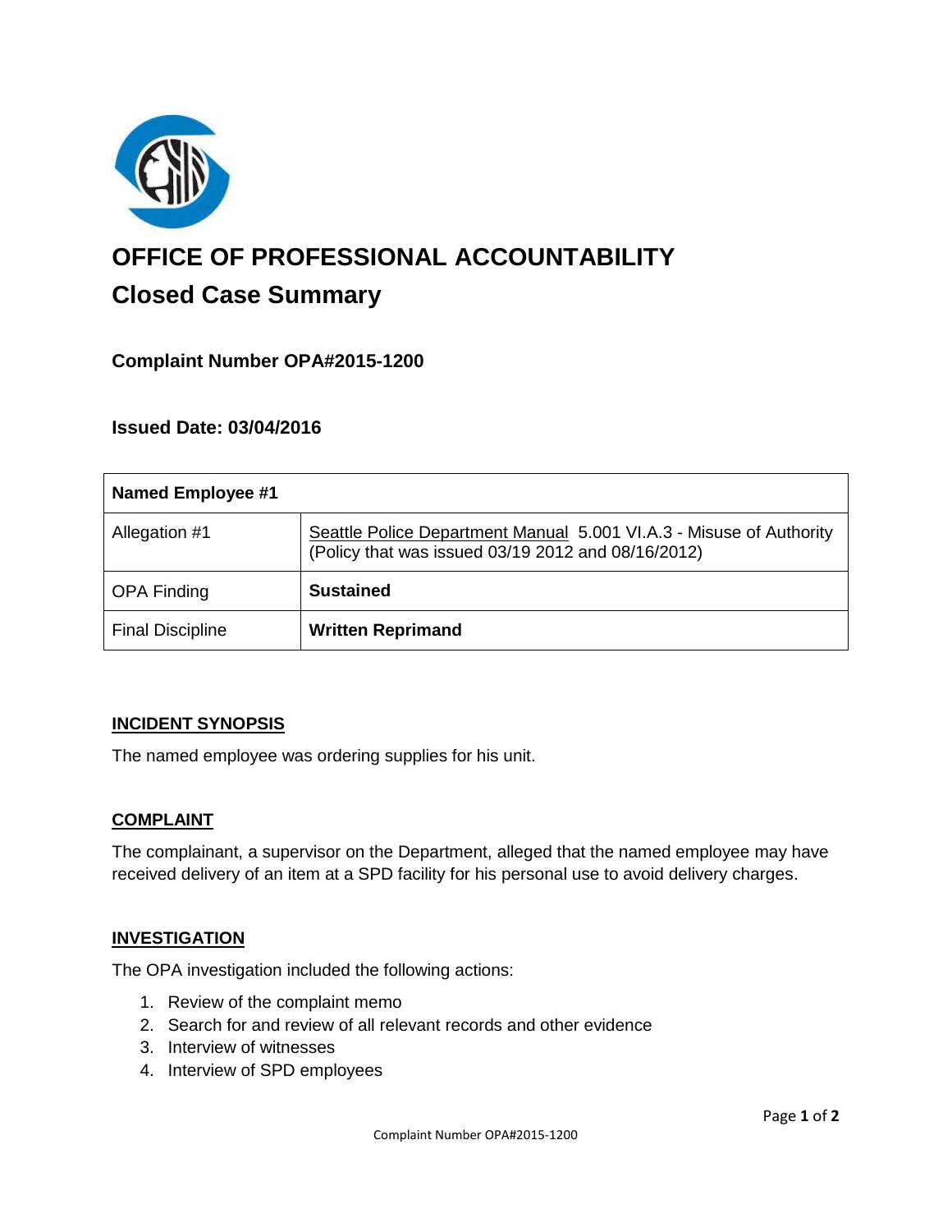# OFFICE OF PROFESSIONAL ACCOUNTABILITY

## Closed Case Summary

### Complaint Number OPA#2015-1200

### Issued Date: 03/04/2016

| Named Employee #1 | |
|---|---|
| Allegation #1 | Seattle Police Department Manual 5.001 VI.A.3 - Misuse of Authority (Policy that was issued 03/19 2012 and 08/16/2012) |
| OPA Finding | **Sustained** |
| Final Discipline | **Written Reprimand** |

### INCIDENT SYNOPSIS

The named employee was ordering supplies for his unit.

### COMPLAINT

The complainant, a supervisor on the Department, alleged that the named employee may have received delivery of an item at a SPD facility for his personal use to avoid delivery charges.

### INVESTIGATION

The OPA investigation included the following actions:

1. Review of the complaint memo
2. Search for and review of all relevant records and other evidence
3. Interview of witnesses
4. Interview of SPD employees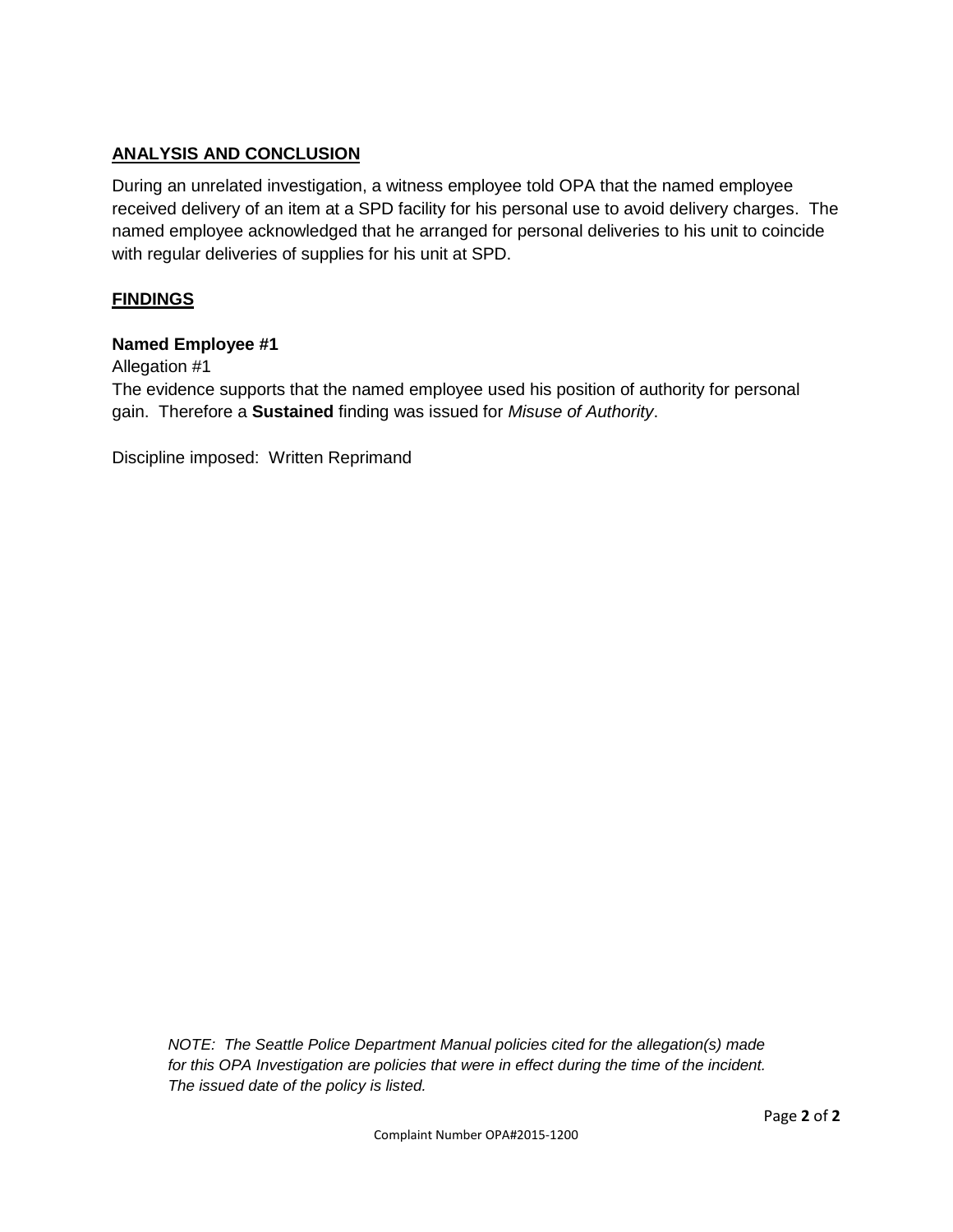## ANALYSIS AND CONCLUSION

During an unrelated investigation, a witness employee told OPA that the named employee received delivery of an item at a SPD facility for his personal use to avoid delivery charges. The named employee acknowledged that he arranged for personal deliveries to his unit to coincide with regular deliveries of supplies for his unit at SPD.

## FINDINGS

**Named Employee #1**

Allegation #1

The evidence supports that the named employee used his position of authority for personal gain. Therefore a **Sustained** finding was issued for *Misuse of Authority*.

Discipline imposed: Written Reprimand

*NOTE: The Seattle Police Department Manual policies cited for the allegation(s) made for this OPA Investigation are policies that were in effect during the time of the incident. The issued date of the policy is listed.*

Complaint Number OPA#2015-1200